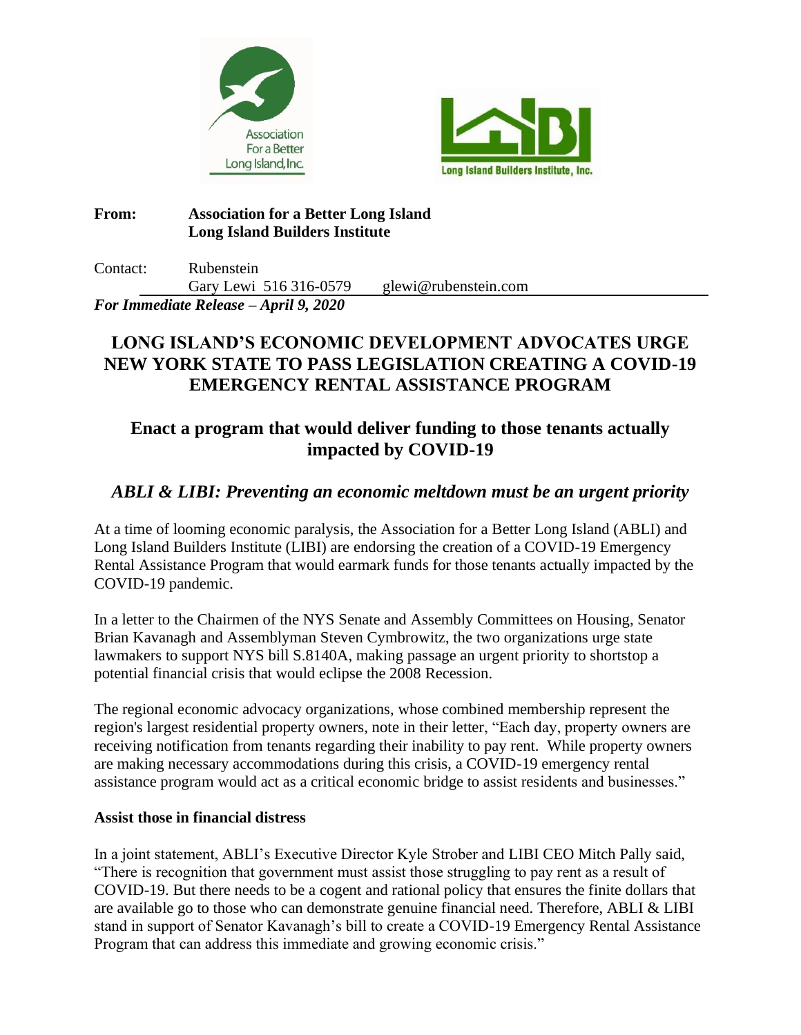Association For a Better Long Island, Inc.

Long Island Builders Institute, Inc.

**From:** **Association for a Better Long Island**
**Long Island Builders Institute**

Contact: Rubenstein
Gary Lewi 516 316-0579 glewi@rubenstein.com

***For Immediate Release – April 9, 2020***

# LONG ISLAND'S ECONOMIC DEVELOPMENT ADVOCATES URGE NEW YORK STATE TO PASS LEGISLATION CREATING A COVID-19 EMERGENCY RENTAL ASSISTANCE PROGRAM

## Enact a program that would deliver funding to those tenants actually impacted by COVID-19

### *ABLI & LIBI: Preventing an economic meltdown must be an urgent priority*

At a time of looming economic paralysis, the Association for a Better Long Island (ABLI) and Long Island Builders Institute (LIBI) are endorsing the creation of a COVID-19 Emergency Rental Assistance Program that would earmark funds for those tenants actually impacted by the COVID-19 pandemic.

In a letter to the Chairmen of the NYS Senate and Assembly Committees on Housing, Senator Brian Kavanagh and Assemblyman Steven Cymbrowitz, the two organizations urge state lawmakers to support NYS bill S.8140A, making passage an urgent priority to shortstop a potential financial crisis that would eclipse the 2008 Recession.

The regional economic advocacy organizations, whose combined membership represent the region's largest residential property owners, note in their letter, "Each day, property owners are receiving notification from tenants regarding their inability to pay rent. While property owners are making necessary accommodations during this crisis, a COVID-19 emergency rental assistance program would act as a critical economic bridge to assist residents and businesses."

**Assist those in financial distress**

In a joint statement, ABLI's Executive Director Kyle Strober and LIBI CEO Mitch Pally said, "There is recognition that government must assist those struggling to pay rent as a result of COVID-19. But there needs to be a cogent and rational policy that ensures the finite dollars that are available go to those who can demonstrate genuine financial need. Therefore, ABLI & LIBI stand in support of Senator Kavanagh's bill to create a COVID-19 Emergency Rental Assistance Program that can address this immediate and growing economic crisis."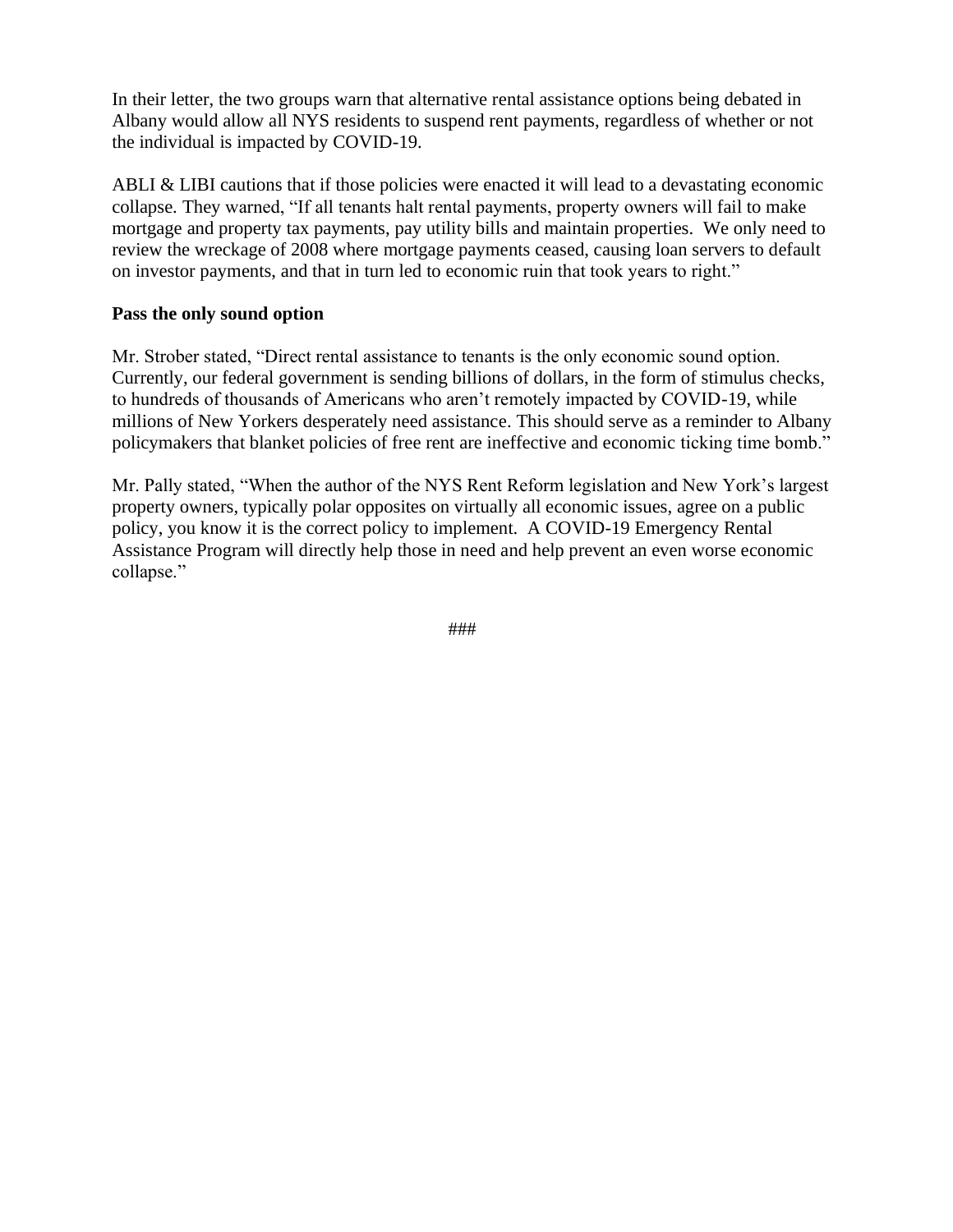In their letter, the two groups warn that alternative rental assistance options being debated in Albany would allow all NYS residents to suspend rent payments, regardless of whether or not the individual is impacted by COVID-19.

ABLI & LIBI cautions that if those policies were enacted it will lead to a devastating economic collapse. They warned, "If all tenants halt rental payments, property owners will fail to make mortgage and property tax payments, pay utility bills and maintain properties. We only need to review the wreckage of 2008 where mortgage payments ceased, causing loan servers to default on investor payments, and that in turn led to economic ruin that took years to right."

**Pass the only sound option**

Mr. Strober stated, "Direct rental assistance to tenants is the only economic sound option. Currently, our federal government is sending billions of dollars, in the form of stimulus checks, to hundreds of thousands of Americans who aren't remotely impacted by COVID-19, while millions of New Yorkers desperately need assistance. This should serve as a reminder to Albany policymakers that blanket policies of free rent are ineffective and economic ticking time bomb."

Mr. Pally stated, "When the author of the NYS Rent Reform legislation and New York's largest property owners, typically polar opposites on virtually all economic issues, agree on a public policy, you know it is the correct policy to implement. A COVID-19 Emergency Rental Assistance Program will directly help those in need and help prevent an even worse economic collapse."

###